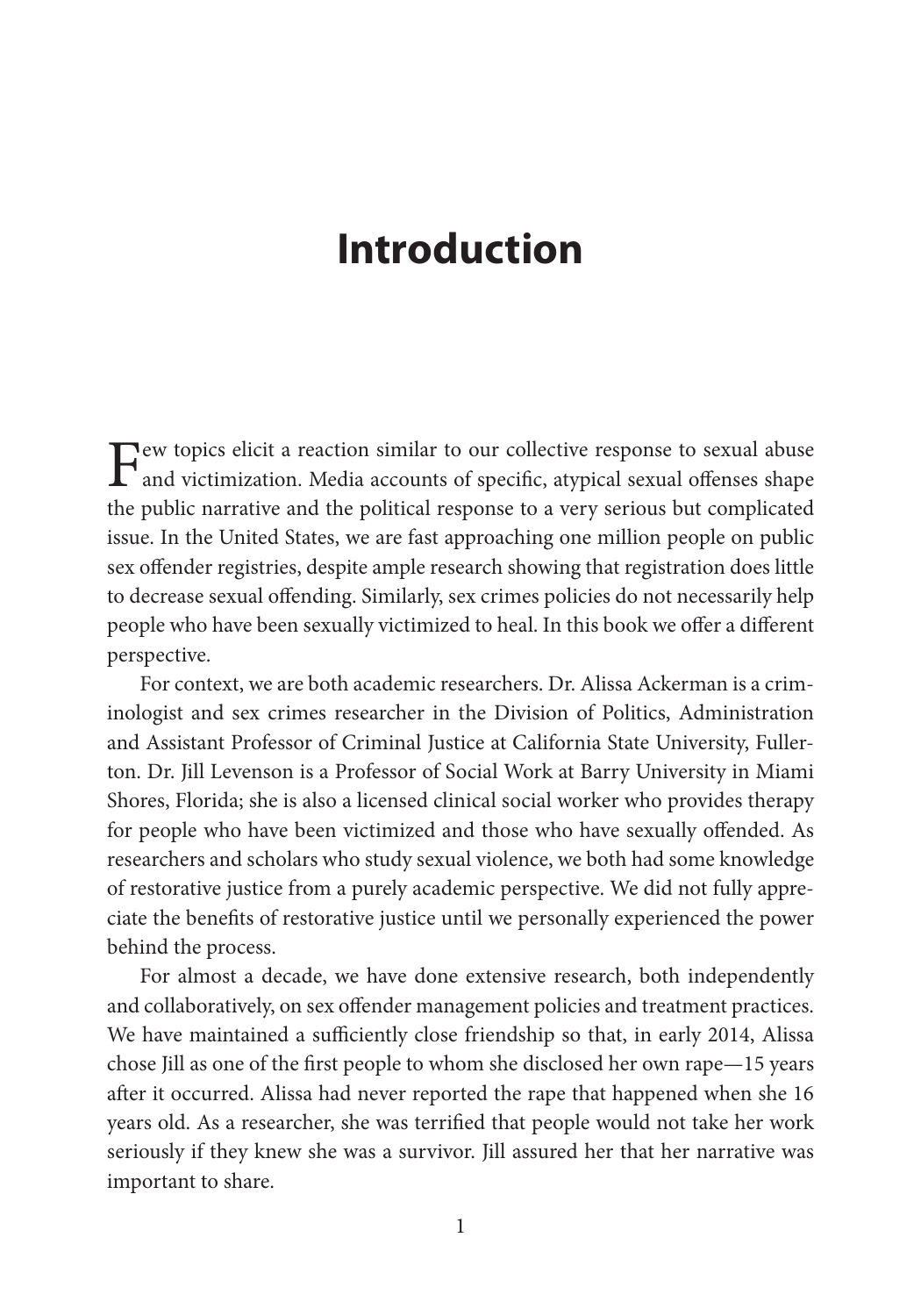# Introduction

Few topics elicit a reaction similar to our collective response to sexual abuse and victimization. Media accounts of specific, atypical sexual offenses shape the public narrative and the political response to a very serious but complicated issue. In the United States, we are fast approaching one million people on public sex offender registries, despite ample research showing that registration does little to decrease sexual offending. Similarly, sex crimes policies do not necessarily help people who have been sexually victimized to heal. In this book we offer a different perspective.

For context, we are both academic researchers. Dr. Alissa Ackerman is a criminologist and sex crimes researcher in the Division of Politics, Administration and Assistant Professor of Criminal Justice at California State University, Fullerton. Dr. Jill Levenson is a Professor of Social Work at Barry University in Miami Shores, Florida; she is also a licensed clinical social worker who provides therapy for people who have been victimized and those who have sexually offended. As researchers and scholars who study sexual violence, we both had some knowledge of restorative justice from a purely academic perspective. We did not fully appreciate the benefits of restorative justice until we personally experienced the power behind the process.

For almost a decade, we have done extensive research, both independently and collaboratively, on sex offender management policies and treatment practices. We have maintained a sufficiently close friendship so that, in early 2014, Alissa chose Jill as one of the first people to whom she disclosed her own rape—15 years after it occurred. Alissa had never reported the rape that happened when she 16 years old. As a researcher, she was terrified that people would not take her work seriously if they knew she was a survivor. Jill assured her that her narrative was important to share.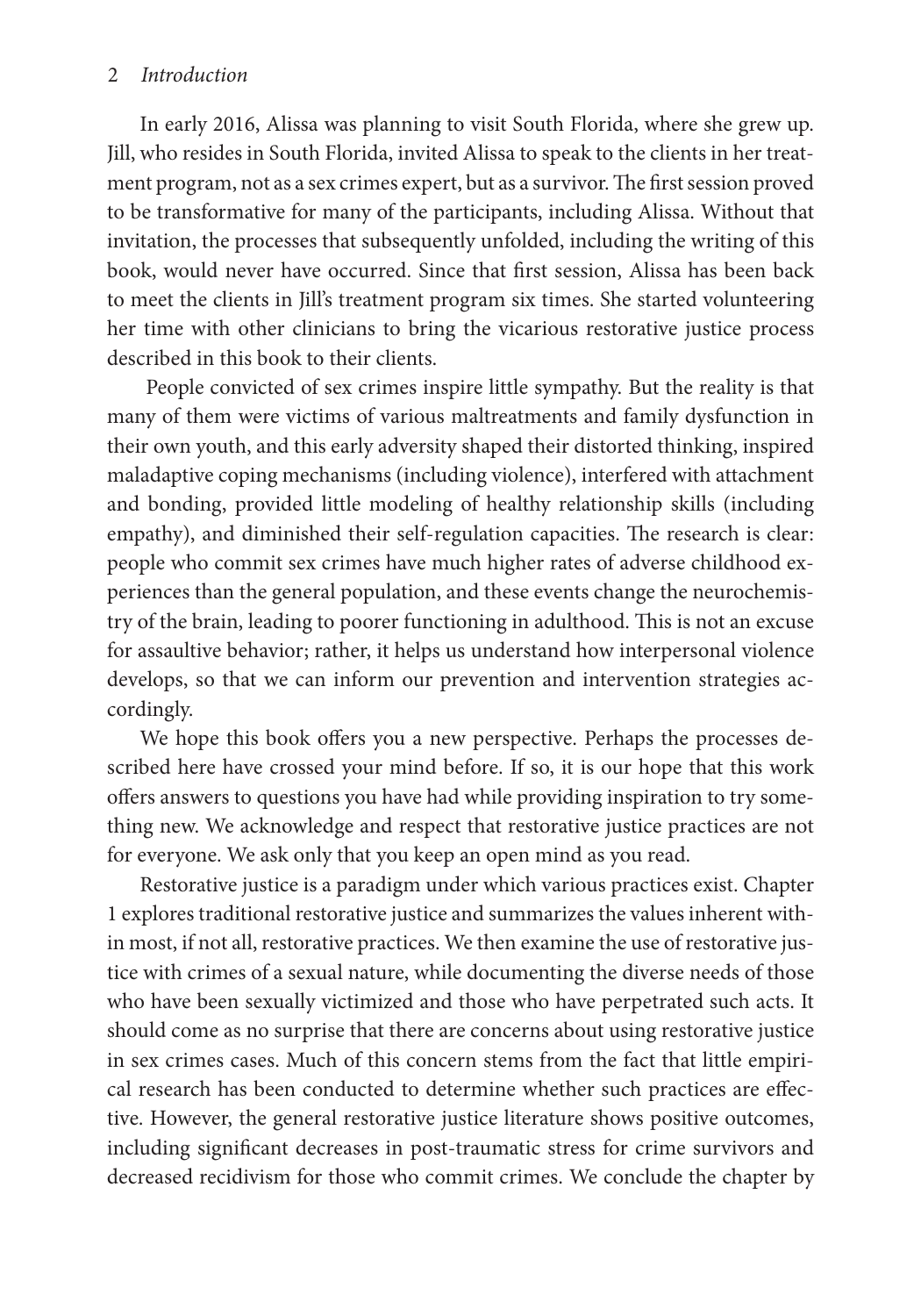In early 2016, Alissa was planning to visit South Florida, where she grew up. Jill, who resides in South Florida, invited Alissa to speak to the clients in her treatment program, not as a sex crimes expert, but as a survivor. The first session proved to be transformative for many of the participants, including Alissa. Without that invitation, the processes that subsequently unfolded, including the writing of this book, would never have occurred. Since that first session, Alissa has been back to meet the clients in Jill's treatment program six times. She started volunteering her time with other clinicians to bring the vicarious restorative justice process described in this book to their clients.

People convicted of sex crimes inspire little sympathy. But the reality is that many of them were victims of various maltreatments and family dysfunction in their own youth, and this early adversity shaped their distorted thinking, inspired maladaptive coping mechanisms (including violence), interfered with attachment and bonding, provided little modeling of healthy relationship skills (including empathy), and diminished their self-regulation capacities. The research is clear: people who commit sex crimes have much higher rates of adverse childhood experiences than the general population, and these events change the neurochemistry of the brain, leading to poorer functioning in adulthood. This is not an excuse for assaultive behavior; rather, it helps us understand how interpersonal violence develops, so that we can inform our prevention and intervention strategies accordingly.

We hope this book offers you a new perspective. Perhaps the processes described here have crossed your mind before. If so, it is our hope that this work offers answers to questions you have had while providing inspiration to try something new. We acknowledge and respect that restorative justice practices are not for everyone. We ask only that you keep an open mind as you read.

Restorative justice is a paradigm under which various practices exist. Chapter 1 explores traditional restorative justice and summarizes the values inherent within most, if not all, restorative practices. We then examine the use of restorative justice with crimes of a sexual nature, while documenting the diverse needs of those who have been sexually victimized and those who have perpetrated such acts. It should come as no surprise that there are concerns about using restorative justice in sex crimes cases. Much of this concern stems from the fact that little empirical research has been conducted to determine whether such practices are effective. However, the general restorative justice literature shows positive outcomes, including significant decreases in post-traumatic stress for crime survivors and decreased recidivism for those who commit crimes. We conclude the chapter by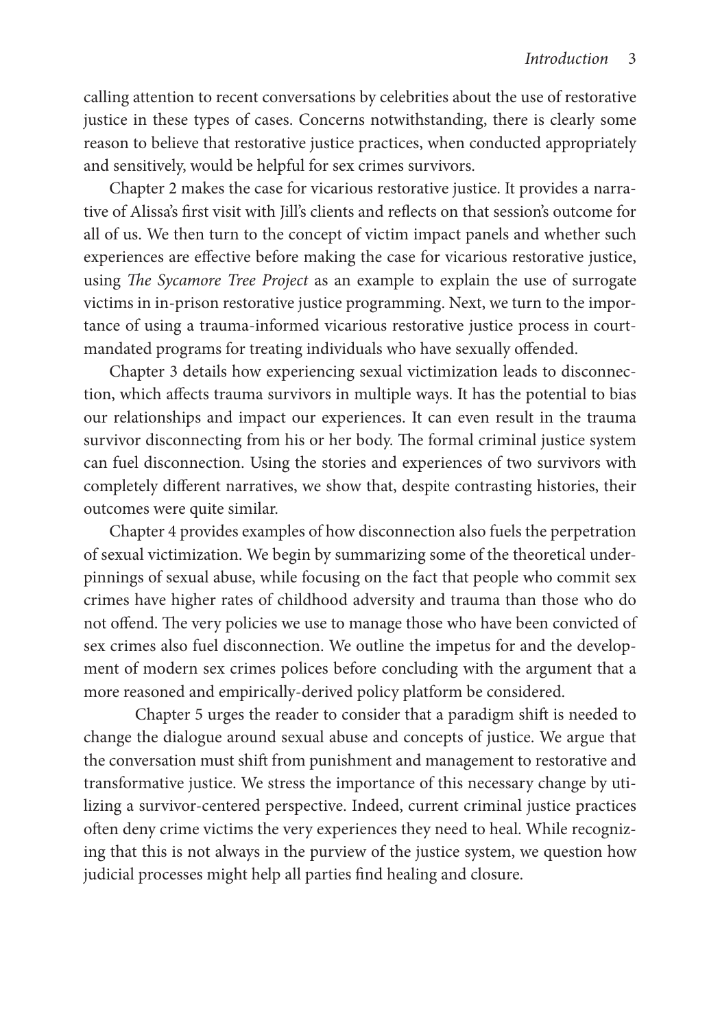calling attention to recent conversations by celebrities about the use of restorative justice in these types of cases. Concerns notwithstanding, there is clearly some reason to believe that restorative justice practices, when conducted appropriately and sensitively, would be helpful for sex crimes survivors.

Chapter 2 makes the case for vicarious restorative justice. It provides a narrative of Alissa's first visit with Jill's clients and reflects on that session's outcome for all of us. We then turn to the concept of victim impact panels and whether such experiences are effective before making the case for vicarious restorative justice, using *The Sycamore Tree Project* as an example to explain the use of surrogate victims in in-prison restorative justice programming. Next, we turn to the importance of using a trauma-informed vicarious restorative justice process in court-mandated programs for treating individuals who have sexually offended.

Chapter 3 details how experiencing sexual victimization leads to disconnection, which affects trauma survivors in multiple ways. It has the potential to bias our relationships and impact our experiences. It can even result in the trauma survivor disconnecting from his or her body. The formal criminal justice system can fuel disconnection. Using the stories and experiences of two survivors with completely different narratives, we show that, despite contrasting histories, their outcomes were quite similar.

Chapter 4 provides examples of how disconnection also fuels the perpetration of sexual victimization. We begin by summarizing some of the theoretical underpinnings of sexual abuse, while focusing on the fact that people who commit sex crimes have higher rates of childhood adversity and trauma than those who do not offend. The very policies we use to manage those who have been convicted of sex crimes also fuel disconnection. We outline the impetus for and the development of modern sex crimes polices before concluding with the argument that a more reasoned and empirically-derived policy platform be considered.

Chapter 5 urges the reader to consider that a paradigm shift is needed to change the dialogue around sexual abuse and concepts of justice. We argue that the conversation must shift from punishment and management to restorative and transformative justice. We stress the importance of this necessary change by utilizing a survivor-centered perspective. Indeed, current criminal justice practices often deny crime victims the very experiences they need to heal. While recognizing that this is not always in the purview of the justice system, we question how judicial processes might help all parties find healing and closure.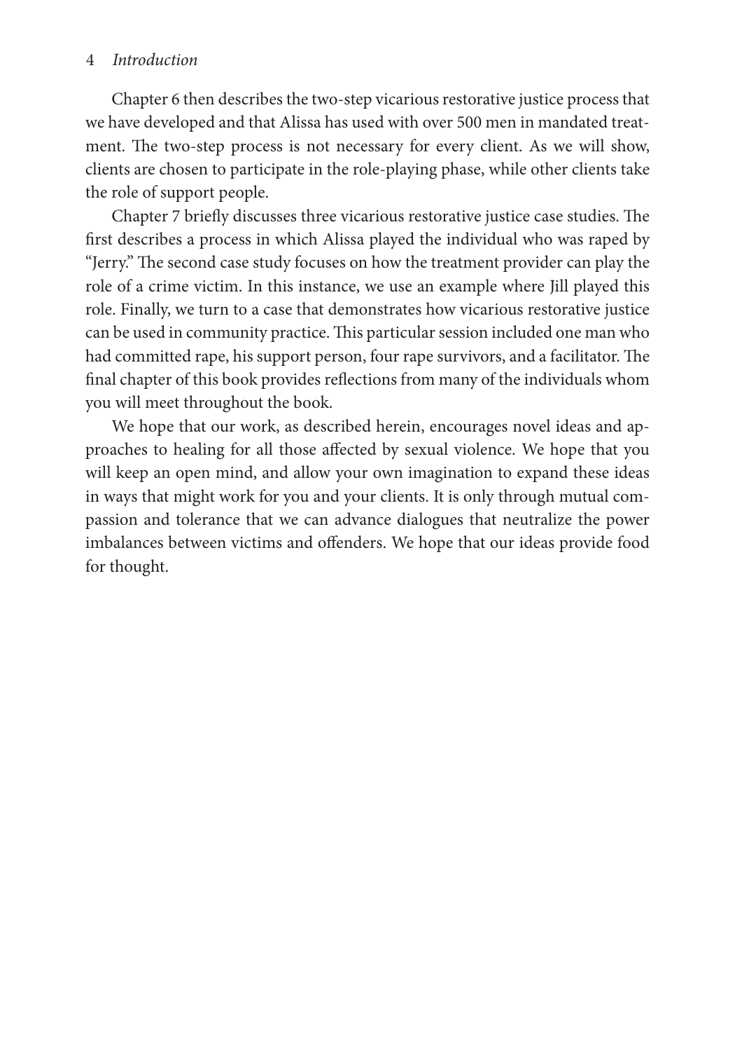Chapter 6 then describes the two-step vicarious restorative justice process that we have developed and that Alissa has used with over 500 men in mandated treatment. The two-step process is not necessary for every client. As we will show, clients are chosen to participate in the role-playing phase, while other clients take the role of support people.

Chapter 7 briefly discusses three vicarious restorative justice case studies. The first describes a process in which Alissa played the individual who was raped by "Jerry." The second case study focuses on how the treatment provider can play the role of a crime victim. In this instance, we use an example where Jill played this role. Finally, we turn to a case that demonstrates how vicarious restorative justice can be used in community practice. This particular session included one man who had committed rape, his support person, four rape survivors, and a facilitator. The final chapter of this book provides reflections from many of the individuals whom you will meet throughout the book.

We hope that our work, as described herein, encourages novel ideas and approaches to healing for all those affected by sexual violence. We hope that you will keep an open mind, and allow your own imagination to expand these ideas in ways that might work for you and your clients. It is only through mutual compassion and tolerance that we can advance dialogues that neutralize the power imbalances between victims and offenders. We hope that our ideas provide food for thought.